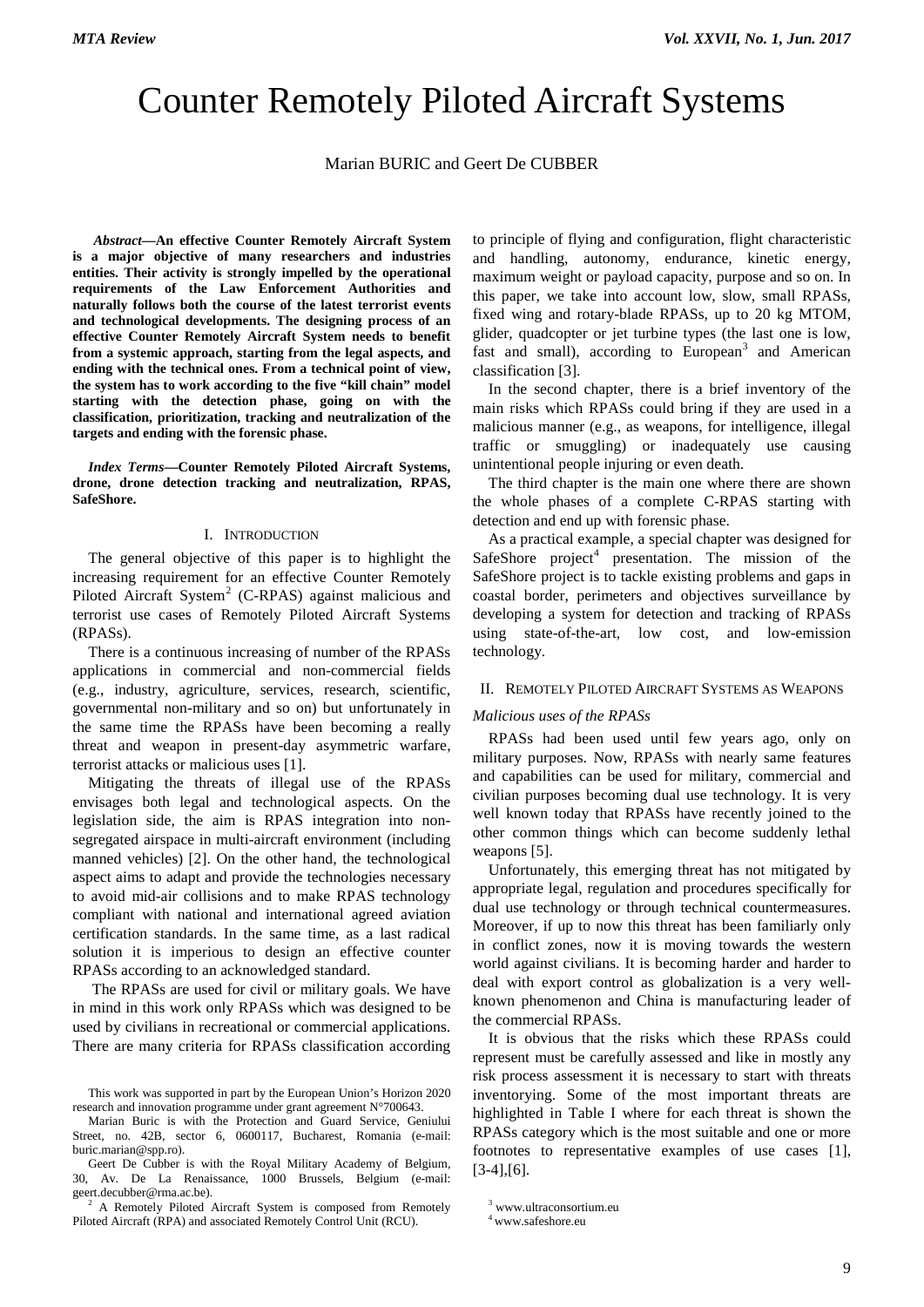# Counter Remotely Piloted Aircraft Systems

Marian BURIC and Geert De CUBBER

***Abstract*—An effective Counter Remotely Aircraft System is a major objective of many researchers and industries entities. Their activity is strongly impelled by the operational requirements of the Law Enforcement Authorities and naturally follows both the course of the latest terrorist events and technological developments. The designing process of an effective Counter Remotely Aircraft System needs to benefit from a systemic approach, starting from the legal aspects, and ending with the technical ones. From a technical point of view, the system has to work according to the five "kill chain" model starting with the detection phase, going on with the classification, prioritization, tracking and neutralization of the targets and ending with the forensic phase.**

***Index Terms*—Counter Remotely Piloted Aircraft Systems, drone, drone detection tracking and neutralization, RPAS, SafeShore.**

## I. Introduction

The general objective of this paper is to highlight the increasing requirement for an effective Counter Remotely Piloted Aircraft System[2] (C-RPAS) against malicious and terrorist use cases of Remotely Piloted Aircraft Systems (RPASs).

There is a continuous increasing of number of the RPASs applications in commercial and non-commercial fields (e.g., industry, agriculture, services, research, scientific, governmental non-military and so on) but unfortunately in the same time the RPASs have been becoming a really threat and weapon in present-day asymmetric warfare, terrorist attacks or malicious uses [1].

Mitigating the threats of illegal use of the RPASs envisages both legal and technological aspects. On the legislation side, the aim is RPAS integration into non-segregated airspace in multi-aircraft environment (including manned vehicles) [2]. On the other hand, the technological aspect aims to adapt and provide the technologies necessary to avoid mid-air collisions and to make RPAS technology compliant with national and international agreed aviation certification standards. In the same time, as a last radical solution it is imperious to design an effective counter RPASs according to an acknowledged standard.

The RPASs are used for civil or military goals. We have in mind in this work only RPASs which was designed to be used by civilians in recreational or commercial applications. There are many criteria for RPASs classification according to principle of flying and configuration, flight characteristic and handling, autonomy, endurance, kinetic energy, maximum weight or payload capacity, purpose and so on. In this paper, we take into account low, slow, small RPASs, fixed wing and rotary-blade RPASs, up to 20 kg MTOM, glider, quadcopter or jet turbine types (the last one is low, fast and small), according to European[3] and American classification [3].

In the second chapter, there is a brief inventory of the main risks which RPASs could bring if they are used in a malicious manner (e.g., as weapons, for intelligence, illegal traffic or smuggling) or inadequately use causing unintentional people injuring or even death.

The third chapter is the main one where there are shown the whole phases of a complete C-RPAS starting with detection and end up with forensic phase.

As a practical example, a special chapter was designed for SafeShore project[4] presentation. The mission of the SafeShore project is to tackle existing problems and gaps in coastal border, perimeters and objectives surveillance by developing a system for detection and tracking of RPASs using state-of-the-art, low cost, and low-emission technology.

## II. Remotely Piloted Aircraft Systems as Weapons

### *Malicious uses of the RPASs*

RPASs had been used until few years ago, only on military purposes. Now, RPASs with nearly same features and capabilities can be used for military, commercial and civilian purposes becoming dual use technology. It is very well known today that RPASs have recently joined to the other common things which can become suddenly lethal weapons [5].

Unfortunately, this emerging threat has not mitigated by appropriate legal, regulation and procedures specifically for dual use technology or through technical countermeasures. Moreover, if up to now this threat has been familiarly only in conflict zones, now it is moving towards the western world against civilians. It is becoming harder and harder to deal with export control as globalization is a very well-known phenomenon and China is manufacturing leader of the commercial RPASs.

It is obvious that the risks which these RPASs could represent must be carefully assessed and like in mostly any risk process assessment it is necessary to start with threats inventorying. Some of the most important threats are highlighted in Table I where for each threat is shown the RPASs category which is the most suitable and one or more footnotes to representative examples of use cases [1], [3-4],[6].

---

This work was supported in part by the European Union's Horizon 2020 research and innovation programme under grant agreement N°700643.

Marian Buric is with the Protection and Guard Service, Geniului Street, no. 42B, sector 6, 0600117, Bucharest, Romania (e-mail: buric.marian@spp.ro).

Geert De Cubber is with the Royal Military Academy of Belgium, 30, Av. De La Renaissance, 1000 Brussels, Belgium (e-mail: geert.decubber@rma.ac.be).

[2] A Remotely Piloted Aircraft System is composed from Remotely Piloted Aircraft (RPA) and associated Remotely Control Unit (RCU).

[3] www.ultraconsortium.eu

[4] www.safeshore.eu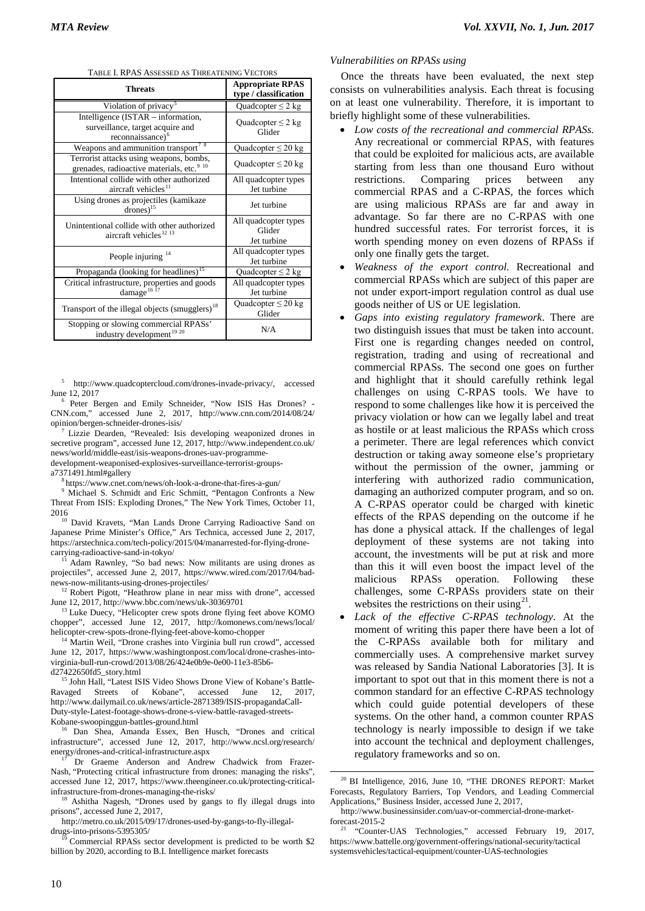TABLE I. RPAS ASSESSED AS THREATENING VECTORS

| Threats | Appropriate RPAS type / classification |
|---|---|
| Violation of privacy[5] | Quadcopter ≤ 2 kg |
| Intelligence (ISTAR – information, surveillance, target acquire and reconnaissance)[6] | Quadcopter ≤ 2 kg Glider |
| Weapons and ammunition transport[7 8] | Quadcopter ≤ 20 kg |
| Terrorist attacks using weapons, bombs, grenades, radioactive materials, etc.[9 10] | Quadcopter ≤ 20 kg |
| Intentional collide with other authorized aircraft vehicles[11] | All quadcopter types Jet turbine |
| Using drones as projectiles (kamikaze drones)[15] | Jet turbine |
| Unintentional collide with other authorized aircraft vehicles[12 13] | All quadcopter types Glider Jet turbine |
| People injuring [14] | All quadcopter types Jet turbine |
| Propaganda (looking for headlines)[15] | Quadcopter ≤ 2 kg |
| Critical infrastructure, properties and goods damage[16 17] | All quadcopter types Jet turbine |
| Transport of the illegal objects (smugglers)[18] | Quadcopter ≤ 20 kg Glider |
| Stopping or slowing commercial RPASs' industry development[19 20] | N/A |

*Vulnerabilities on RPASs using*

Once the threats have been evaluated, the next step consists on vulnerabilities analysis. Each threat is focusing on at least one vulnerability. Therefore, it is important to briefly highlight some of these vulnerabilities.

- *Low costs of the recreational and commercial RPASs.* Any recreational or commercial RPAS, with features that could be exploited for malicious acts, are available starting from less than one thousand Euro without restrictions. Comparing prices between any commercial RPAS and a C-RPAS, the forces which are using malicious RPASs are far and away in advantage. So far there are no C-RPAS with one hundred successful rates. For terrorist forces, it is worth spending money on even dozens of RPASs if only one finally gets the target.
- *Weakness of the export control.* Recreational and commercial RPASs which are subject of this paper are not under export-import regulation control as dual use goods neither of US or UE legislation.
- *Gaps into existing regulatory framework*. There are two distinguish issues that must be taken into account. First one is regarding changes needed on control, registration, trading and using of recreational and commercial RPASs. The second one goes on further and highlight that it should carefully rethink legal challenges on using C-RPAS tools. We have to respond to some challenges like how it is perceived the privacy violation or how can we legally label and treat as hostile or at least malicious the RPASs which cross a perimeter. There are legal references which convict destruction or taking away someone else's proprietary without the permission of the owner, jamming or interfering with authorized radio communication, damaging an authorized computer program, and so on. A C-RPAS operator could be charged with kinetic effects of the RPAS depending on the outcome if he has done a physical attack. If the challenges of legal deployment of these systems are not taking into account, the investments will be put at risk and more than this it will even boost the impact level of the malicious RPASs operation. Following these challenges, some C-RPASs providers state on their websites the restrictions on their using[21].
- *Lack of the effective C-RPAS technology*. At the moment of writing this paper there have been a lot of the C-RPASs available both for military and commercially uses. A comprehensive market survey was released by Sandia National Laboratories [3]. It is important to spot out that in this moment there is not a common standard for an effective C-RPAS technology which could guide potential developers of these systems. On the other hand, a common counter RPAS technology is nearly impossible to design if we take into account the technical and deployment challenges, regulatory frameworks and so on.

---

[5] http://www.quadcoptercloud.com/drones-invade-privacy/, accessed June 12, 2017

[6] Peter Bergen and Emily Schneider, "Now ISIS Has Drones? - CNN.com," accessed June 2, 2017, http://www.cnn.com/2014/08/24/opinion/bergen-schneider-drones-isis/

[7] Lizzie Dearden, "Revealed: Isis developing weaponized drones in secretive program", accessed June 12, 2017, http://www.independent.co.uk/news/world/middle-east/isis-weapons-drones-uav-programme-development-weaponised-explosives-surveillance-terrorist-groups-a7371491.html#gallery

[8] https://www.cnet.com/news/oh-look-a-drone-that-fires-a-gun/

[9] Michael S. Schmidt and Eric Schmitt, "Pentagon Confronts a New Threat From ISIS: Exploding Drones," The New York Times, October 11, 2016

[10] David Kravets, "Man Lands Drone Carrying Radioactive Sand on Japanese Prime Minister's Office," Ars Technica, accessed June 2, 2017, https://arstechnica.com/tech-policy/2015/04/manarrested-for-flying-drone-carrying-radioactive-sand-in-tokyo/

[11] Adam Rawnley, "So bad news: Now militants are using drones as projectiles", accessed June 2, 2017, https://www.wired.com/2017/04/bad-news-now-militants-using-drones-projectiles/

[12] Robert Pigott, "Heathrow plane in near miss with drone", accessed June 12, 2017, http://www.bbc.com/news/uk-30369701

[13] Luke Duecy, "Helicopter crew spots drone flying feet above KOMO chopper", accessed June 12, 2017, http://komonews.com/news/local/helicopter-crew-spots-drone-flying-feet-above-komo-chopper

[14] Martin Weil, "Drone crashes into Virginia bull run crowd", accessed June 12, 2017, https://www.washingtonpost.com/local/drone-crashes-into-virginia-bull-run-crowd/2013/08/26/424e0b9e-0e00-11e3-85b6-d27422650fd5_story.html

[15] John Hall, "Latest ISIS Video Shows Drone View of Kobane's Battle-Ravaged Streets of Kobane", accessed June 12, 2017, http://www.dailymail.co.uk/news/article-2871389/ISIS-propagandaCall-Duty-style-Latest-footage-shows-drone-s-view-battle-ravaged-streets-Kobane-swoopinggun-battles-ground.html

[16] Dan Shea, Amanda Essex, Ben Husch, "Drones and critical infrastructure", accessed June 12, 2017, http://www.ncsl.org/research/energy/drones-and-critical-infrastructure.aspx

[17] Dr Graeme Anderson and Andrew Chadwick from Frazer-Nash, "Protecting critical infrastructure from drones: managing the risks", accessed June 12, 2017, https://www.theengineer.co.uk/protecting-critical-infrastructure-from-drones-managing-the-risks/

[18] Ashitha Nagesh, "Drones used by gangs to fly illegal drugs into prisons", accessed June 2, 2017, http://metro.co.uk/2015/09/17/drones-used-by-gangs-to-fly-illegal-drugs-into-prisons-5395305/

[19] Commercial RPASs sector development is predicted to be worth $2 billion by 2020, according to B.I. Intelligence market forecasts

[20] BI Intelligence, 2016, June 10, "THE DRONES REPORT: Market Forecasts, Regulatory Barriers, Top Vendors, and Leading Commercial Applications," Business Insider, accessed June 2, 2017, http://www.businessinsider.com/uav-or-commercial-drone-market-forecast-2015-2

[21] "Counter-UAS Technologies," accessed February 19, 2017, https://www.battelle.org/government-offerings/national-security/tactical systemsvehicles/tactical-equipment/counter-UAS-technologies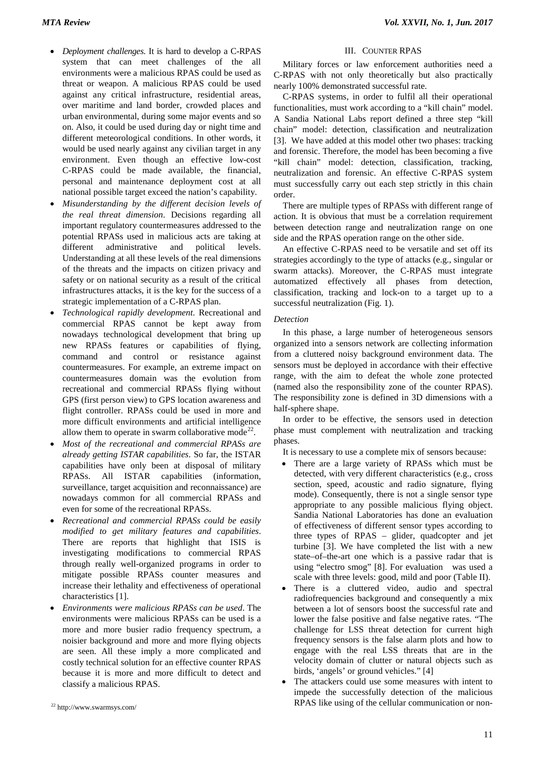- *Deployment challenges.* It is hard to develop a C-RPAS system that can meet challenges of the all environments were a malicious RPAS could be used as threat or weapon. A malicious RPAS could be used against any critical infrastructure, residential areas, over maritime and land border, crowded places and urban environmental, during some major events and so on. Also, it could be used during day or night time and different meteorological conditions. In other words, it would be used nearly against any civilian target in any environment. Even though an effective low-cost C-RPAS could be made available, the financial, personal and maintenance deployment cost at all national possible target exceed the nation's capability.
- *Misunderstanding by the different decision levels of the real threat dimension*. Decisions regarding all important regulatory countermeasures addressed to the potential RPASs used in malicious acts are taking at different administrative and political levels. Understanding at all these levels of the real dimensions of the threats and the impacts on citizen privacy and safety or on national security as a result of the critical infrastructures attacks, it is the key for the success of a strategic implementation of a C-RPAS plan.
- *Technological rapidly development.* Recreational and commercial RPAS cannot be kept away from nowadays technological development that bring up new RPASs features or capabilities of flying, command and control or resistance against countermeasures. For example, an extreme impact on countermeasures domain was the evolution from recreational and commercial RPASs flying without GPS (first person view) to GPS location awareness and flight controller. RPASs could be used in more and more difficult environments and artificial intelligence allow them to operate in swarm collaborative mode[22].
- *Most of the recreational and commercial RPASs are already getting ISTAR capabilities*. So far, the ISTAR capabilities have only been at disposal of military RPASs. All ISTAR capabilities (information, surveillance, target acquisition and reconnaissance) are nowadays common for all commercial RPASs and even for some of the recreational RPASs.
- *Recreational and commercial RPASs could be easily modified to get military features and capabilities*. There are reports that highlight that ISIS is investigating modifications to commercial RPAS through really well-organized programs in order to mitigate possible RPASs counter measures and increase their lethality and effectiveness of operational characteristics [1].
- *Environments were malicious RPASs can be used*. The environments were malicious RPASs can be used is a more and more busier radio frequency spectrum, a noisier background and more and more flying objects are seen. All these imply a more complicated and costly technical solution for an effective counter RPAS because it is more and more difficult to detect and classify a malicious RPAS.

[22] http://www.swarmsys.com/

## III. Counter RPAS

Military forces or law enforcement authorities need a C-RPAS with not only theoretically but also practically nearly 100% demonstrated successful rate.

C-RPAS systems, in order to fulfil all their operational functionalities, must work according to a "kill chain" model. A Sandia National Labs report defined a three step "kill chain" model: detection, classification and neutralization [3]. We have added at this model other two phases: tracking and forensic. Therefore, the model has been becoming a five "kill chain" model: detection, classification, tracking, neutralization and forensic. An effective C-RPAS system must successfully carry out each step strictly in this chain order.

There are multiple types of RPASs with different range of action. It is obvious that must be a correlation requirement between detection range and neutralization range on one side and the RPAS operation range on the other side.

An effective C-RPAS need to be versatile and set off its strategies accordingly to the type of attacks (e.g., singular or swarm attacks). Moreover, the C-RPAS must integrate automatized effectively all phases from detection, classification, tracking and lock-on to a target up to a successful neutralization (Fig. 1).

### *Detection*

In this phase, a large number of heterogeneous sensors organized into a sensors network are collecting information from a cluttered noisy background environment data. The sensors must be deployed in accordance with their effective range, with the aim to defeat the whole zone protected (named also the responsibility zone of the counter RPAS). The responsibility zone is defined in 3D dimensions with a half-sphere shape.

In order to be effective, the sensors used in detection phase must complement with neutralization and tracking phases.

It is necessary to use a complete mix of sensors because:

- There are a large variety of RPASs which must be detected, with very different characteristics (e.g., cross section, speed, acoustic and radio signature, flying mode). Consequently, there is not a single sensor type appropriate to any possible malicious flying object. Sandia National Laboratories has done an evaluation of effectiveness of different sensor types according to three types of RPAS – glider, quadcopter and jet turbine [3]. We have completed the list with a new state–of–the-art one which is a passive radar that is using "electro smog" [8]. For evaluation was used a scale with three levels: good, mild and poor (Table II).
- There is a cluttered video, audio and spectral radiofrequencies background and consequently a mix between a lot of sensors boost the successful rate and lower the false positive and false negative rates. "The challenge for LSS threat detection for current high frequency sensors is the false alarm plots and how to engage with the real LSS threats that are in the velocity domain of clutter or natural objects such as birds, 'angels' or ground vehicles." [4]
- The attackers could use some measures with intent to impede the successfully detection of the malicious RPAS like using of the cellular communication or non-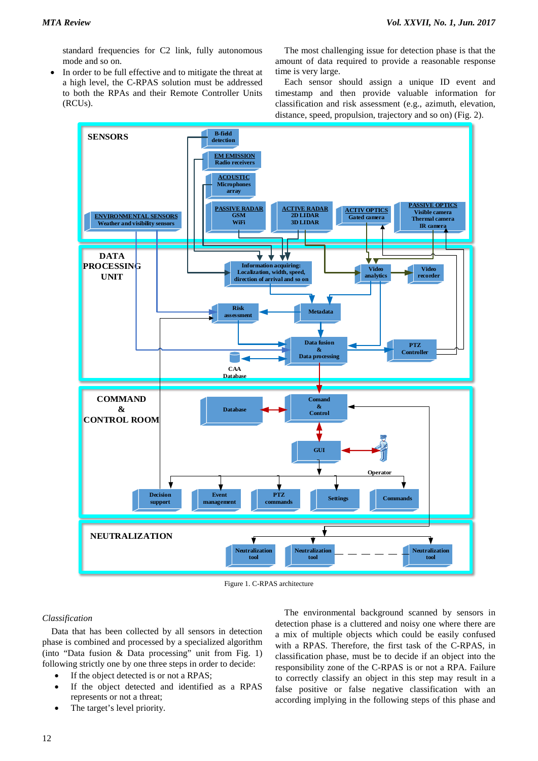standard frequencies for C2 link, fully autonomous mode and so on.

- In order to be full effective and to mitigate the threat at a high level, the C-RPAS solution must be addressed to both the RPAs and their Remote Controller Units (RCUs).

The most challenging issue for detection phase is that the amount of data required to provide a reasonable response time is very large.

Each sensor should assign a unique ID event and timestamp and then provide valuable information for classification and risk assessment (e.g., azimuth, elevation, distance, speed, propulsion, trajectory and so on) (Fig. 2).

Figure 1. C-RPAS architecture

*Classification*

Data that has been collected by all sensors in detection phase is combined and processed by a specialized algorithm (into "Data fusion & Data processing" unit from Fig. 1) following strictly one by one three steps in order to decide:

- If the object detected is or not a RPAS;
- If the object detected and identified as a RPAS represents or not a threat;
- The target's level priority.

The environmental background scanned by sensors in detection phase is a cluttered and noisy one where there are a mix of multiple objects which could be easily confused with a RPAS. Therefore, the first task of the C-RPAS, in classification phase, must be to decide if an object into the responsibility zone of the C-RPAS is or not a RPA. Failure to correctly classify an object in this step may result in a false positive or false negative classification with an according implying in the following steps of this phase and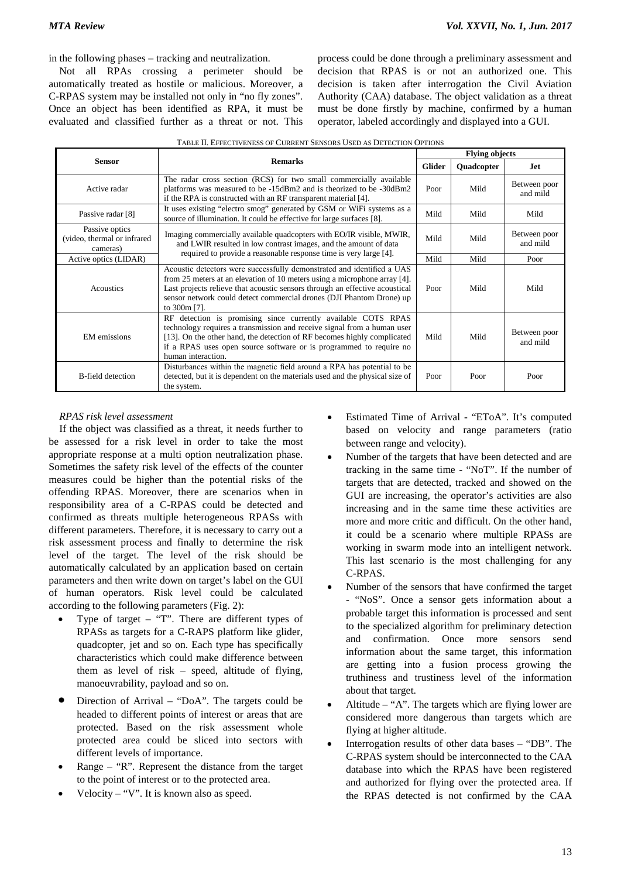in the following phases – tracking and neutralization.

Not all RPAs crossing a perimeter should be automatically treated as hostile or malicious. Moreover, a C-RPAS system may be installed not only in "no fly zones". Once an object has been identified as RPA, it must be evaluated and classified further as a threat or not. This process could be done through a preliminary assessment and decision that RPAS is or not an authorized one. This decision is taken after interrogation the Civil Aviation Authority (CAA) database. The object validation as a threat must be done firstly by machine, confirmed by a human operator, labeled accordingly and displayed into a GUI.

TABLE II. EFFECTIVENESS OF CURRENT SENSORS USED AS DETECTION OPTIONS

| Sensor | Remarks | Flying objects | | |
|---|---|---|---|---|
| | | Glider | Quadcopter | Jet |
| Active radar | The radar cross section (RCS) for two small commercially available platforms was measured to be -15dBm2 and is theorized to be -30dBm2 if the RPA is constructed with an RF transparent material [4]. | Poor | Mild | Between poor and mild |
| Passive radar [8] | It uses existing "electro smog" generated by GSM or WiFi systems as a source of illumination. It could be effective for large surfaces [8]. | Mild | Mild | Mild |
| Passive optics (video, thermal or infrared cameras) | Imaging commercially available quadcopters with EO/IR visible, MWIR, and LWIR resulted in low contrast images, and the amount of data required to provide a reasonable response time is very large [4]. | Mild | Mild | Between poor and mild |
| Active optics (LIDAR) | | Mild | Mild | Poor |
| Acoustics | Acoustic detectors were successfully demonstrated and identified a UAS from 25 meters at an elevation of 10 meters using a microphone array [4]. Last projects relieve that acoustic sensors through an effective acoustical sensor network could detect commercial drones (DJI Phantom Drone) up to 300m [7]. | Poor | Mild | Mild |
| EM emissions | RF detection is promising since currently available COTS RPAS technology requires a transmission and receive signal from a human user [13]. On the other hand, the detection of RF becomes highly complicated if a RPAS uses open source software or is programmed to require no human interaction. | Mild | Mild | Between poor and mild |
| B-field detection | Disturbances within the magnetic field around a RPA has potential to be detected, but it is dependent on the materials used and the physical size of the system. | Poor | Poor | Poor |

*RPAS risk level assessment*

If the object was classified as a threat, it needs further to be assessed for a risk level in order to take the most appropriate response at a multi option neutralization phase. Sometimes the safety risk level of the effects of the counter measures could be higher than the potential risks of the offending RPAS. Moreover, there are scenarios when in responsibility area of a C-RPAS could be detected and confirmed as threats multiple heterogeneous RPASs with different parameters. Therefore, it is necessary to carry out a risk assessment process and finally to determine the risk level of the target. The level of the risk should be automatically calculated by an application based on certain parameters and then write down on target's label on the GUI of human operators. Risk level could be calculated according to the following parameters (Fig. 2):

- Type of target – "T". There are different types of RPASs as targets for a C-RAPS platform like glider, quadcopter, jet and so on. Each type has specifically characteristics which could make difference between them as level of risk – speed, altitude of flying, manoeuvrability, payload and so on.
- Direction of Arrival – "DoA". The targets could be headed to different points of interest or areas that are protected. Based on the risk assessment whole protected area could be sliced into sectors with different levels of importance.
- Range – "R". Represent the distance from the target to the point of interest or to the protected area.
- Velocity – "V". It is known also as speed.
- Estimated Time of Arrival - "EToA". It's computed based on velocity and range parameters (ratio between range and velocity).
- Number of the targets that have been detected and are tracking in the same time - "NoT". If the number of targets that are detected, tracked and showed on the GUI are increasing, the operator's activities are also increasing and in the same time these activities are more and more critic and difficult. On the other hand, it could be a scenario where multiple RPASs are working in swarm mode into an intelligent network. This last scenario is the most challenging for any C-RPAS.
- Number of the sensors that have confirmed the target - "NoS". Once a sensor gets information about a probable target this information is processed and sent to the specialized algorithm for preliminary detection and confirmation. Once more sensors send information about the same target, this information are getting into a fusion process growing the truthiness and trustiness level of the information about that target.
- Altitude – "A". The targets which are flying lower are considered more dangerous than targets which are flying at higher altitude.
- Interrogation results of other data bases – "DB". The C-RPAS system should be interconnected to the CAA database into which the RPAS have been registered and authorized for flying over the protected area. If the RPAS detected is not confirmed by the CAA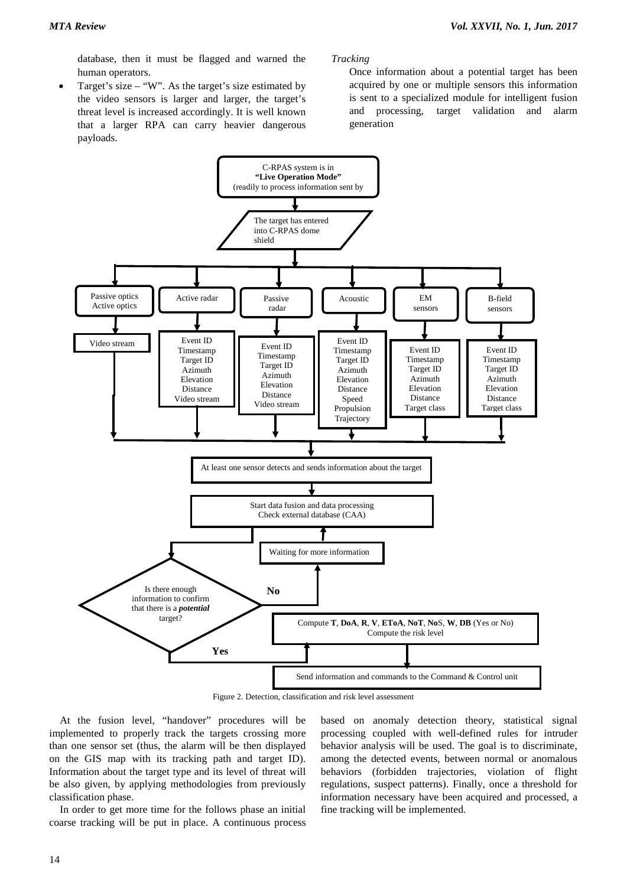database, then it must be flagged and warned the human operators.

- Target's size – "W". As the target's size estimated by the video sensors is larger and larger, the target's threat level is increased accordingly. It is well known that a larger RPA can carry heavier dangerous payloads.

*Tracking*

Once information about a potential target has been acquired by one or multiple sensors this information is sent to a specialized module for intelligent fusion and processing, target validation and alarm generation

C-RPAS system is in **"Live Operation Mode"** (readily to process information sent by

The target has entered into C-RPAS dome shield

Passive optics Active optics

Active radar

Passive radar

Acoustic

EM sensors

B-field sensors

Video stream

Event ID Timestamp Target ID Azimuth Elevation Distance Video stream

Event ID Timestamp Target ID Azimuth Elevation Distance Video stream

Event ID Timestamp Target ID Azimuth Elevation Distance Speed Propulsion Trajectory

Event ID Timestamp Target ID Azimuth Elevation Distance Target class

Event ID Timestamp Target ID Azimuth Elevation Distance Target class

At least one sensor detects and sends information about the target

Start data fusion and data processing Check external database (CAA)

Waiting for more information

Is there enough information to confirm that there is a ***potential*** target?

**No**

**Yes**

Compute **T**, **DoA**, **R**, **V**, **EToA**, **NoT**, **No**S, **W**, **DB** (Yes or No) Compute the risk level

Send information and commands to the Command & Control unit

Figure 2. Detection, classification and risk level assessment

At the fusion level, "handover" procedures will be implemented to properly track the targets crossing more than one sensor set (thus, the alarm will be then displayed on the GIS map with its tracking path and target ID). Information about the target type and its level of threat will be also given, by applying methodologies from previously classification phase.

In order to get more time for the follows phase an initial coarse tracking will be put in place. A continuous process based on anomaly detection theory, statistical signal processing coupled with well-defined rules for intruder behavior analysis will be used. The goal is to discriminate, among the detected events, between normal or anomalous behaviors (forbidden trajectories, violation of flight regulations, suspect patterns). Finally, once a threshold for information necessary have been acquired and processed, a fine tracking will be implemented.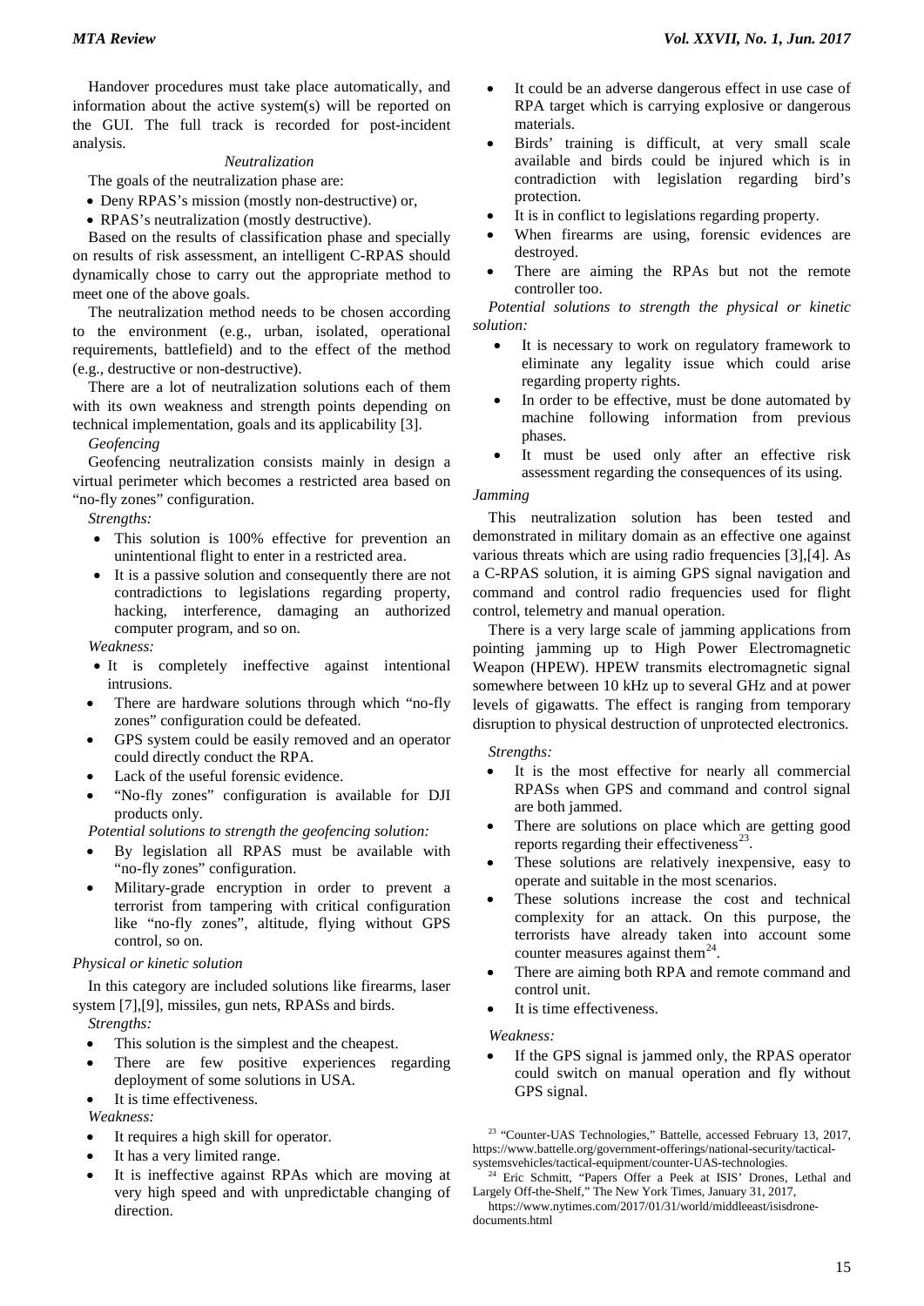Handover procedures must take place automatically, and information about the active system(s) will be reported on the GUI. The full track is recorded for post-incident analysis.

*Neutralization*

The goals of the neutralization phase are:

- Deny RPAS's mission (mostly non-destructive) or,
- RPAS's neutralization (mostly destructive).

Based on the results of classification phase and specially on results of risk assessment, an intelligent C-RPAS should dynamically chose to carry out the appropriate method to meet one of the above goals.

The neutralization method needs to be chosen according to the environment (e.g., urban, isolated, operational requirements, battlefield) and to the effect of the method (e.g., destructive or non-destructive).

There are a lot of neutralization solutions each of them with its own weakness and strength points depending on technical implementation, goals and its applicability [3].

*Geofencing*

Geofencing neutralization consists mainly in design a virtual perimeter which becomes a restricted area based on "no-fly zones" configuration.

*Strengths:*

- This solution is 100% effective for prevention an unintentional flight to enter in a restricted area.
- It is a passive solution and consequently there are not contradictions to legislations regarding property, hacking, interference, damaging an authorized computer program, and so on.

*Weakness:*

- It is completely ineffective against intentional intrusions.
- There are hardware solutions through which "no-fly zones" configuration could be defeated.
- GPS system could be easily removed and an operator could directly conduct the RPA.
- Lack of the useful forensic evidence.
- "No-fly zones" configuration is available for DJI products only.

*Potential solutions to strength the geofencing solution:*

- By legislation all RPAS must be available with "no-fly zones" configuration.
- Military-grade encryption in order to prevent a terrorist from tampering with critical configuration like "no-fly zones", altitude, flying without GPS control, so on.

*Physical or kinetic solution*

In this category are included solutions like firearms, laser system [7],[9], missiles, gun nets, RPASs and birds.

*Strengths:*

- This solution is the simplest and the cheapest.
- There are few positive experiences regarding deployment of some solutions in USA.
- It is time effectiveness.

*Weakness:*

- It requires a high skill for operator.
- It has a very limited range.
- It is ineffective against RPAs which are moving at very high speed and with unpredictable changing of direction.
- It could be an adverse dangerous effect in use case of RPA target which is carrying explosive or dangerous materials.
- Birds' training is difficult, at very small scale available and birds could be injured which is in contradiction with legislation regarding bird's protection.
- It is in conflict to legislations regarding property.
- When firearms are using, forensic evidences are destroyed.
- There are aiming the RPAs but not the remote controller too.

*Potential solutions to strength the physical or kinetic solution:*

- It is necessary to work on regulatory framework to eliminate any legality issue which could arise regarding property rights.
- In order to be effective, must be done automated by machine following information from previous phases.
- It must be used only after an effective risk assessment regarding the consequences of its using.

*Jamming*

This neutralization solution has been tested and demonstrated in military domain as an effective one against various threats which are using radio frequencies [3],[4]. As a C-RPAS solution, it is aiming GPS signal navigation and command and control radio frequencies used for flight control, telemetry and manual operation.

There is a very large scale of jamming applications from pointing jamming up to High Power Electromagnetic Weapon (HPEW). HPEW transmits electromagnetic signal somewhere between 10 kHz up to several GHz and at power levels of gigawatts. The effect is ranging from temporary disruption to physical destruction of unprotected electronics.

*Strengths:*

- It is the most effective for nearly all commercial RPASs when GPS and command and control signal are both jammed.
- There are solutions on place which are getting good reports regarding their effectiveness[23].
- These solutions are relatively inexpensive, easy to operate and suitable in the most scenarios.
- These solutions increase the cost and technical complexity for an attack. On this purpose, the terrorists have already taken into account some counter measures against them[24].
- There are aiming both RPA and remote command and control unit.
- It is time effectiveness.

*Weakness:*

- If the GPS signal is jammed only, the RPAS operator could switch on manual operation and fly without GPS signal.

[23] "Counter-UAS Technologies," Battelle, accessed February 13, 2017, https://www.battelle.org/government-offerings/national-security/tactical-systemsvehicles/tactical-equipment/counter-UAS-technologies.

[24] Eric Schmitt, "Papers Offer a Peek at ISIS' Drones, Lethal and Largely Off-the-Shelf," The New York Times, January 31, 2017, https://www.nytimes.com/2017/01/31/world/middleeast/isisdrone-documents.html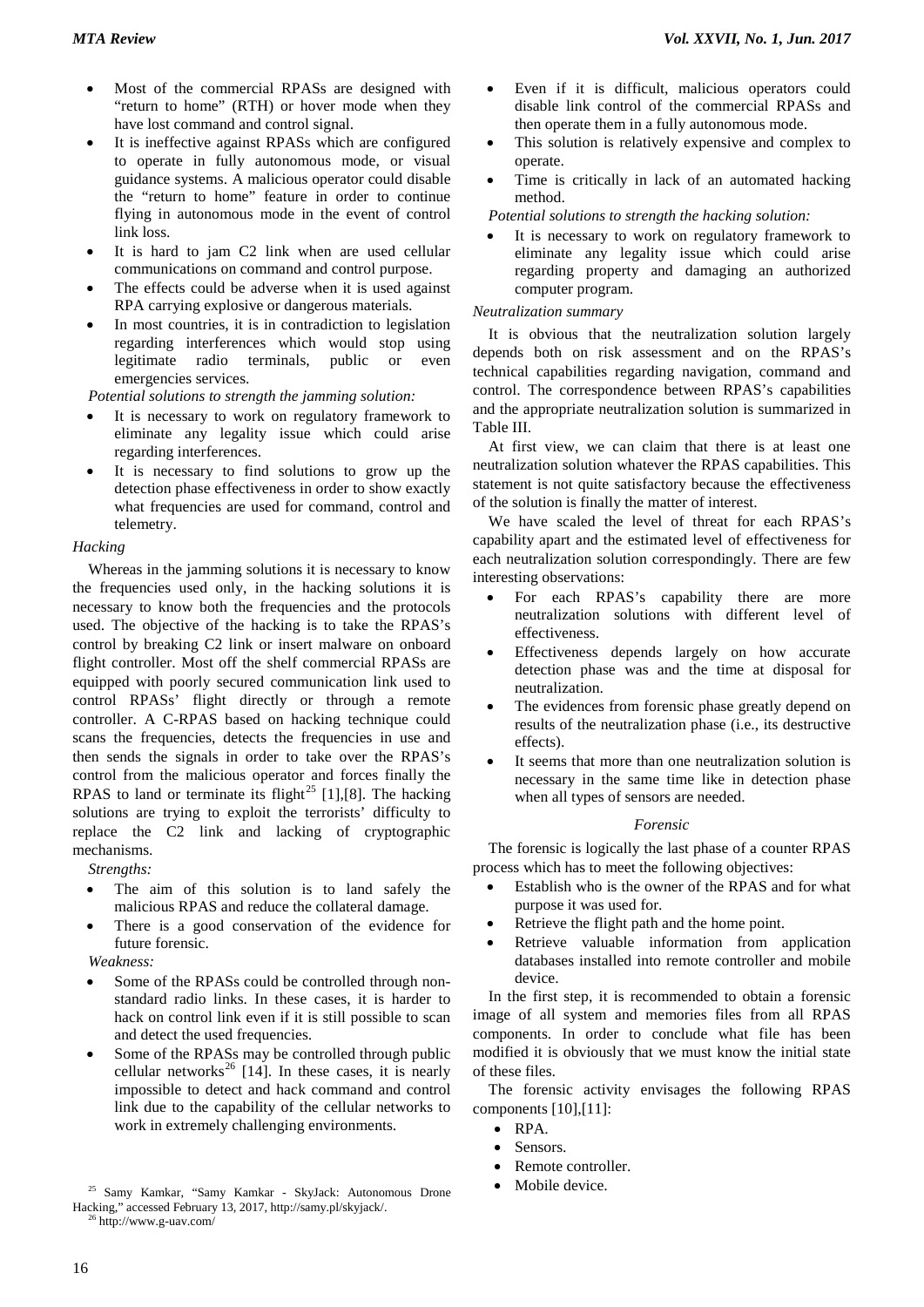- Most of the commercial RPASs are designed with "return to home" (RTH) or hover mode when they have lost command and control signal.
- It is ineffective against RPASs which are configured to operate in fully autonomous mode, or visual guidance systems. A malicious operator could disable the "return to home" feature in order to continue flying in autonomous mode in the event of control link loss.
- It is hard to jam C2 link when are used cellular communications on command and control purpose.
- The effects could be adverse when it is used against RPA carrying explosive or dangerous materials.
- In most countries, it is in contradiction to legislation regarding interferences which would stop using legitimate radio terminals, public or even emergencies services.

*Potential solutions to strength the jamming solution:*

- It is necessary to work on regulatory framework to eliminate any legality issue which could arise regarding interferences.
- It is necessary to find solutions to grow up the detection phase effectiveness in order to show exactly what frequencies are used for command, control and telemetry.

*Hacking*

Whereas in the jamming solutions it is necessary to know the frequencies used only, in the hacking solutions it is necessary to know both the frequencies and the protocols used. The objective of the hacking is to take the RPAS's control by breaking C2 link or insert malware on onboard flight controller. Most off the shelf commercial RPASs are equipped with poorly secured communication link used to control RPASs' flight directly or through a remote controller. A C-RPAS based on hacking technique could scans the frequencies, detects the frequencies in use and then sends the signals in order to take over the RPAS's control from the malicious operator and forces finally the RPAS to land or terminate its flight[25] [1],[8]. The hacking solutions are trying to exploit the terrorists' difficulty to replace the C2 link and lacking of cryptographic mechanisms.

*Strengths:*

- The aim of this solution is to land safely the malicious RPAS and reduce the collateral damage.
- There is a good conservation of the evidence for future forensic.

*Weakness:*

- Some of the RPASs could be controlled through non-standard radio links. In these cases, it is harder to hack on control link even if it is still possible to scan and detect the used frequencies.
- Some of the RPASs may be controlled through public cellular networks[26] [14]. In these cases, it is nearly impossible to detect and hack command and control link due to the capability of the cellular networks to work in extremely challenging environments.
- Even if it is difficult, malicious operators could disable link control of the commercial RPASs and then operate them in a fully autonomous mode.
- This solution is relatively expensive and complex to operate.
- Time is critically in lack of an automated hacking method.

*Potential solutions to strength the hacking solution:*

- It is necessary to work on regulatory framework to eliminate any legality issue which could arise regarding property and damaging an authorized computer program.

*Neutralization summary*

It is obvious that the neutralization solution largely depends both on risk assessment and on the RPAS's technical capabilities regarding navigation, command and control. The correspondence between RPAS's capabilities and the appropriate neutralization solution is summarized in Table III.

At first view, we can claim that there is at least one neutralization solution whatever the RPAS capabilities. This statement is not quite satisfactory because the effectiveness of the solution is finally the matter of interest.

We have scaled the level of threat for each RPAS's capability apart and the estimated level of effectiveness for each neutralization solution correspondingly. There are few interesting observations:

- For each RPAS's capability there are more neutralization solutions with different level of effectiveness.
- Effectiveness depends largely on how accurate detection phase was and the time at disposal for neutralization.
- The evidences from forensic phase greatly depend on results of the neutralization phase (i.e., its destructive effects).
- It seems that more than one neutralization solution is necessary in the same time like in detection phase when all types of sensors are needed.

### *Forensic*

The forensic is logically the last phase of a counter RPAS process which has to meet the following objectives:

- Establish who is the owner of the RPAS and for what purpose it was used for.
- Retrieve the flight path and the home point.
- Retrieve valuable information from application databases installed into remote controller and mobile device.

In the first step, it is recommended to obtain a forensic image of all system and memories files from all RPAS components. In order to conclude what file has been modified it is obviously that we must know the initial state of these files.

The forensic activity envisages the following RPAS components [10],[11]:

- RPA.
- Sensors.
- Remote controller.
- Mobile device.

[25] Samy Kamkar, "Samy Kamkar - SkyJack: Autonomous Drone Hacking," accessed February 13, 2017, http://samy.pl/skyjack/.

[26] http://www.g-uav.com/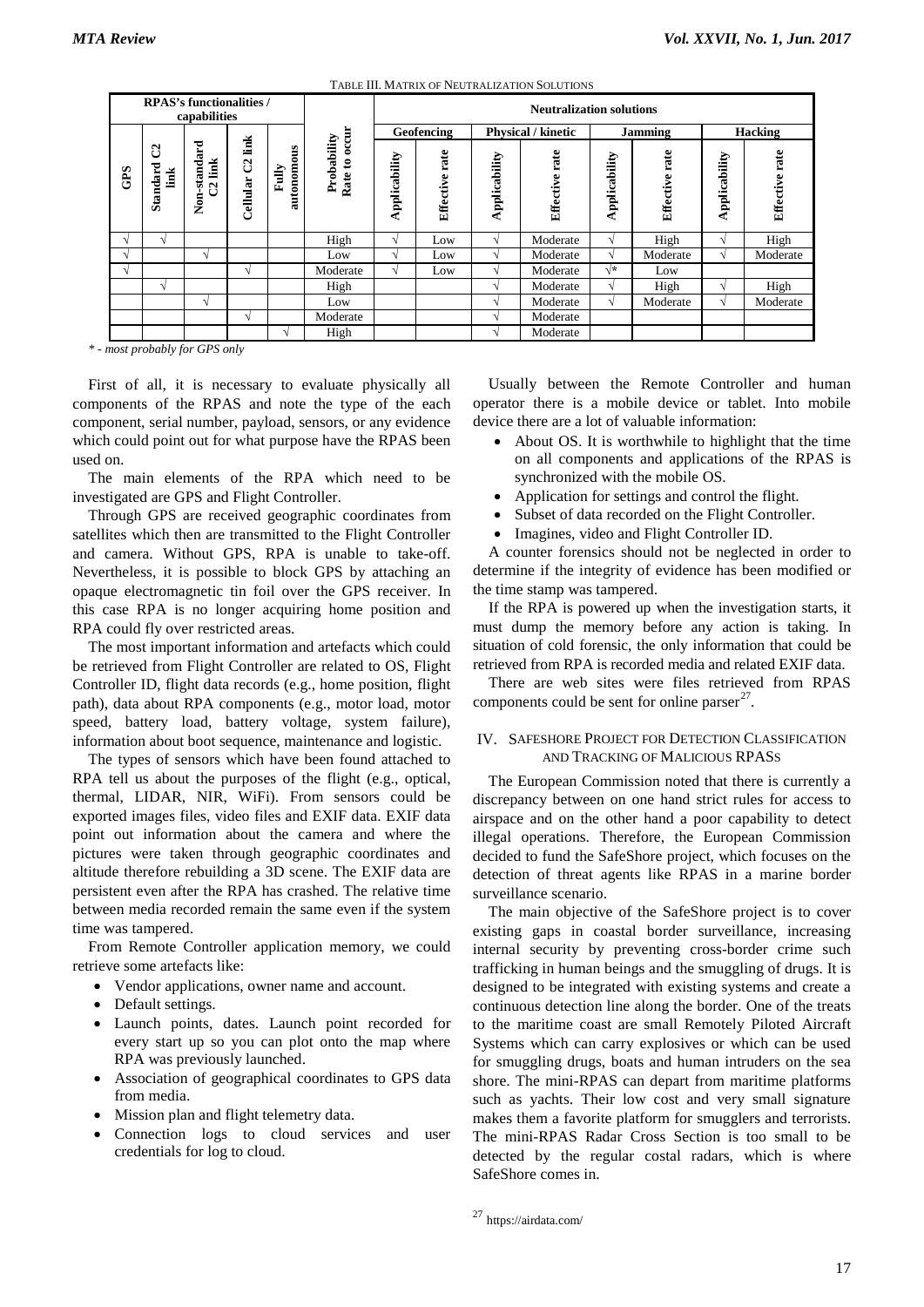TABLE III. MATRIX OF NEUTRALIZATION SOLUTIONS

| RPAS's functionalities / capabilities | | | | | | Neutralization solutions | | | | | | | |
|---|---|---|---|---|---|---|---|---|---|---|---|---|---|
| | | | | | | Geofencing | | Physical / kinetic | | Jamming | | Hacking | |
| GPS | Standard C2 link | Non-standard C2 link | Cellular C2 link | Fully autonomous | Probability Rate to occur | Applicability | Effective rate | Applicability | Effective rate | Applicability | Effective rate | Applicability | Effective rate |
| √ | √ | | | | High | √ | Low | √ | Moderate | √ | High | √ | High |
| √ | | √ | | | Low | √ | Low | √ | Moderate | √ | Moderate | √ | Moderate |
| √ | | | √ | | Moderate | √ | Low | √ | Moderate | √* | Low | | |
| | √ | | | | High | | | √ | Moderate | √ | High | √ | High |
| | | √ | | | Low | | | √ | Moderate | √ | Moderate | √ | Moderate |
| | | | √ | | Moderate | | | √ | Moderate | | | | |
| | | | | √ | High | | | √ | Moderate | | | | |

*\* - most probably for GPS only*

First of all, it is necessary to evaluate physically all components of the RPAS and note the type of the each component, serial number, payload, sensors, or any evidence which could point out for what purpose have the RPAS been used on.

The main elements of the RPA which need to be investigated are GPS and Flight Controller.

Through GPS are received geographic coordinates from satellites which then are transmitted to the Flight Controller and camera. Without GPS, RPA is unable to take-off. Nevertheless, it is possible to block GPS by attaching an opaque electromagnetic tin foil over the GPS receiver. In this case RPA is no longer acquiring home position and RPA could fly over restricted areas.

The most important information and artefacts which could be retrieved from Flight Controller are related to OS, Flight Controller ID, flight data records (e.g., home position, flight path), data about RPA components (e.g., motor load, motor speed, battery load, battery voltage, system failure), information about boot sequence, maintenance and logistic.

The types of sensors which have been found attached to RPA tell us about the purposes of the flight (e.g., optical, thermal, LIDAR, NIR, WiFi). From sensors could be exported images files, video files and EXIF data. EXIF data point out information about the camera and where the pictures were taken through geographic coordinates and altitude therefore rebuilding a 3D scene. The EXIF data are persistent even after the RPA has crashed. The relative time between media recorded remain the same even if the system time was tampered.

From Remote Controller application memory, we could retrieve some artefacts like:

- Vendor applications, owner name and account.
- Default settings.
- Launch points, dates. Launch point recorded for every start up so you can plot onto the map where RPA was previously launched.
- Association of geographical coordinates to GPS data from media.
- Mission plan and flight telemetry data.
- Connection logs to cloud services and user credentials for log to cloud.

Usually between the Remote Controller and human operator there is a mobile device or tablet. Into mobile device there are a lot of valuable information:

- About OS. It is worthwhile to highlight that the time on all components and applications of the RPAS is synchronized with the mobile OS.
- Application for settings and control the flight.
- Subset of data recorded on the Flight Controller.
- Imagines, video and Flight Controller ID.

A counter forensics should not be neglected in order to determine if the integrity of evidence has been modified or the time stamp was tampered.

If the RPA is powered up when the investigation starts, it must dump the memory before any action is taking. In situation of cold forensic, the only information that could be retrieved from RPA is recorded media and related EXIF data.

There are web sites were files retrieved from RPAS components could be sent for online parser[27].

## IV. SAFESHORE PROJECT FOR DETECTION CLASSIFICATION AND TRACKING OF MALICIOUS RPASS

The European Commission noted that there is currently a discrepancy between on one hand strict rules for access to airspace and on the other hand a poor capability to detect illegal operations. Therefore, the European Commission decided to fund the SafeShore project, which focuses on the detection of threat agents like RPAS in a marine border surveillance scenario.

The main objective of the SafeShore project is to cover existing gaps in coastal border surveillance, increasing internal security by preventing cross-border crime such trafficking in human beings and the smuggling of drugs. It is designed to be integrated with existing systems and create a continuous detection line along the border. One of the treats to the maritime coast are small Remotely Piloted Aircraft Systems which can carry explosives or which can be used for smuggling drugs, boats and human intruders on the sea shore. The mini-RPAS can depart from maritime platforms such as yachts. Their low cost and very small signature makes them a favorite platform for smugglers and terrorists. The mini-RPAS Radar Cross Section is too small to be detected by the regular costal radars, which is where SafeShore comes in.

[27] https://airdata.com/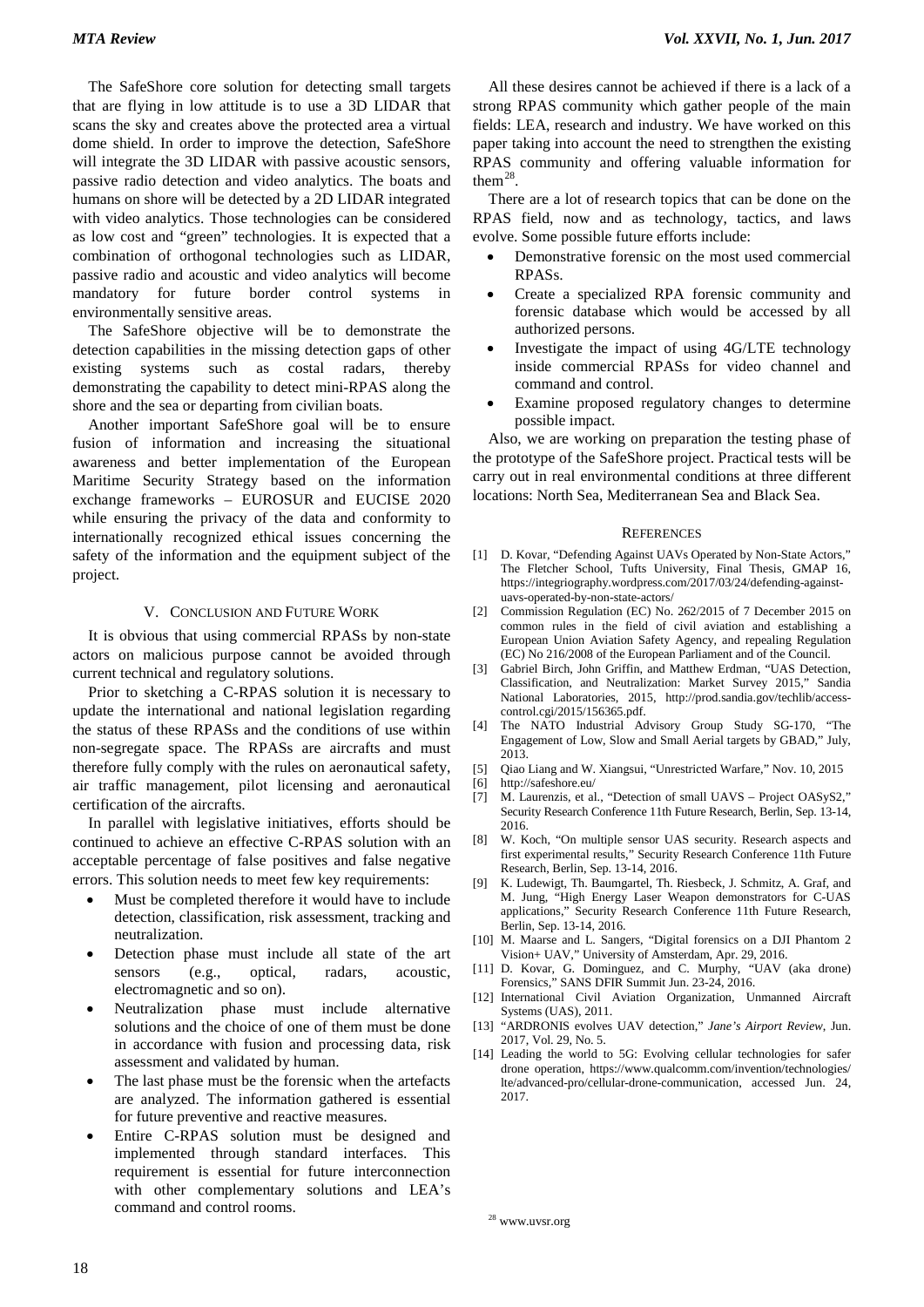The SafeShore core solution for detecting small targets that are flying in low attitude is to use a 3D LIDAR that scans the sky and creates above the protected area a virtual dome shield. In order to improve the detection, SafeShore will integrate the 3D LIDAR with passive acoustic sensors, passive radio detection and video analytics. The boats and humans on shore will be detected by a 2D LIDAR integrated with video analytics. Those technologies can be considered as low cost and "green" technologies. It is expected that a combination of orthogonal technologies such as LIDAR, passive radio and acoustic and video analytics will become mandatory for future border control systems in environmentally sensitive areas.

The SafeShore objective will be to demonstrate the detection capabilities in the missing detection gaps of other existing systems such as costal radars, thereby demonstrating the capability to detect mini-RPAS along the shore and the sea or departing from civilian boats.

Another important SafeShore goal will be to ensure fusion of information and increasing the situational awareness and better implementation of the European Maritime Security Strategy based on the information exchange frameworks – EUROSUR and EUCISE 2020 while ensuring the privacy of the data and conformity to internationally recognized ethical issues concerning the safety of the information and the equipment subject of the project.

## V. Conclusion and Future Work

It is obvious that using commercial RPASs by non-state actors on malicious purpose cannot be avoided through current technical and regulatory solutions.

Prior to sketching a C-RPAS solution it is necessary to update the international and national legislation regarding the status of these RPASs and the conditions of use within non-segregate space. The RPASs are aircrafts and must therefore fully comply with the rules on aeronautical safety, air traffic management, pilot licensing and aeronautical certification of the aircrafts.

In parallel with legislative initiatives, efforts should be continued to achieve an effective C-RPAS solution with an acceptable percentage of false positives and false negative errors. This solution needs to meet few key requirements:

- Must be completed therefore it would have to include detection, classification, risk assessment, tracking and neutralization.
- Detection phase must include all state of the art sensors (e.g., optical, radars, acoustic, electromagnetic and so on).
- Neutralization phase must include alternative solutions and the choice of one of them must be done in accordance with fusion and processing data, risk assessment and validated by human.
- The last phase must be the forensic when the artefacts are analyzed. The information gathered is essential for future preventive and reactive measures.
- Entire C-RPAS solution must be designed and implemented through standard interfaces. This requirement is essential for future interconnection with other complementary solutions and LEA's command and control rooms.

All these desires cannot be achieved if there is a lack of a strong RPAS community which gather people of the main fields: LEA, research and industry. We have worked on this paper taking into account the need to strengthen the existing RPAS community and offering valuable information for them[28].

There are a lot of research topics that can be done on the RPAS field, now and as technology, tactics, and laws evolve. Some possible future efforts include:

- Demonstrative forensic on the most used commercial RPASs.
- Create a specialized RPA forensic community and forensic database which would be accessed by all authorized persons.
- Investigate the impact of using 4G/LTE technology inside commercial RPASs for video channel and command and control.
- Examine proposed regulatory changes to determine possible impact.

Also, we are working on preparation the testing phase of the prototype of the SafeShore project. Practical tests will be carry out in real environmental conditions at three different locations: North Sea, Mediterranean Sea and Black Sea.

## References

[1] D. Kovar, "Defending Against UAVs Operated by Non-State Actors," The Fletcher School, Tufts University, Final Thesis, GMAP 16, https://integriography.wordpress.com/2017/03/24/defending-against-uavs-operated-by-non-state-actors/

[2] Commission Regulation (EC) No. 262/2015 of 7 December 2015 on common rules in the field of civil aviation and establishing a European Union Aviation Safety Agency, and repealing Regulation (EC) No 216/2008 of the European Parliament and of the Council.

[3] Gabriel Birch, John Griffin, and Matthew Erdman, "UAS Detection, Classification, and Neutralization: Market Survey 2015," Sandia National Laboratories, 2015, http://prod.sandia.gov/techlib/access-control.cgi/2015/156365.pdf.

[4] The NATO Industrial Advisory Group Study SG-170, "The Engagement of Low, Slow and Small Aerial targets by GBAD," July, 2013.

[5] Qiao Liang and W. Xiangsui, "Unrestricted Warfare," Nov. 10, 2015

[6] http://safeshore.eu/

[7] M. Laurenzis, et al., "Detection of small UAVS – Project OASyS2," Security Research Conference 11th Future Research, Berlin, Sep. 13-14, 2016.

[8] W. Koch, "On multiple sensor UAS security. Research aspects and first experimental results," Security Research Conference 11th Future Research, Berlin, Sep. 13-14, 2016.

[9] K. Ludewigt, Th. Baumgartel, Th. Riesbeck, J. Schmitz, A. Graf, and M. Jung, "High Energy Laser Weapon demonstrators for C-UAS applications," Security Research Conference 11th Future Research, Berlin, Sep. 13-14, 2016.

[10] M. Maarse and L. Sangers, "Digital forensics on a DJI Phantom 2 Vision+ UAV," University of Amsterdam, Apr. 29, 2016.

[11] D. Kovar, G. Dominguez, and C. Murphy, "UAV (aka drone) Forensics," SANS DFIR Summit Jun. 23-24, 2016.

[12] International Civil Aviation Organization, Unmanned Aircraft Systems (UAS), 2011.

[13] "ARDRONIS evolves UAV detection," *Jane's Airport Review*, Jun. 2017, Vol. 29, No. 5.

[14] Leading the world to 5G: Evolving cellular technologies for safer drone operation, https://www.qualcomm.com/invention/technologies/lte/advanced-pro/cellular-drone-communication, accessed Jun. 24, 2017.

[28] www.uvsr.org